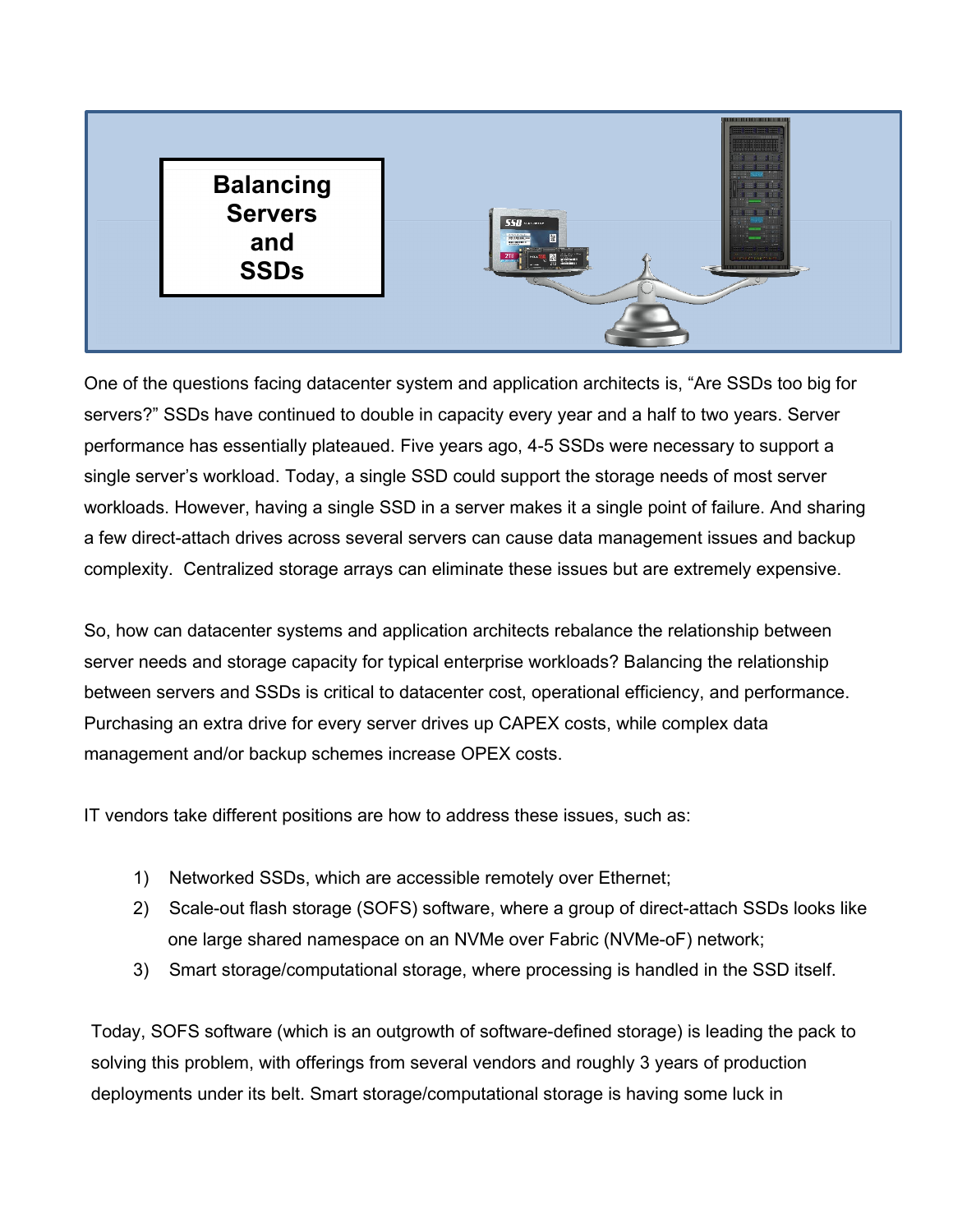# Balancing Servers and SSDs

One of the questions facing datacenter system and application architects is, "Are SSDs too big for servers?" SSDs have continued to double in capacity every year and a half to two years. Server performance has essentially plateaued. Five years ago, 4-5 SSDs were necessary to support a single server's workload. Today, a single SSD could support the storage needs of most server workloads. However, having a single SSD in a server makes it a single point of failure. And sharing a few direct-attach drives across several servers can cause data management issues and backup complexity. Centralized storage arrays can eliminate these issues but are extremely expensive.

So, how can datacenter systems and application architects rebalance the relationship between server needs and storage capacity for typical enterprise workloads? Balancing the relationship between servers and SSDs is critical to datacenter cost, operational efficiency, and performance. Purchasing an extra drive for every server drives up CAPEX costs, while complex data management and/or backup schemes increase OPEX costs.

IT vendors take different positions are how to address these issues, such as:

1) Networked SSDs, which are accessible remotely over Ethernet;
2) Scale-out flash storage (SOFS) software, where a group of direct-attach SSDs looks like one large shared namespace on an NVMe over Fabric (NVMe-oF) network;
3) Smart storage/computational storage, where processing is handled in the SSD itself.

Today, SOFS software (which is an outgrowth of software-defined storage) is leading the pack to solving this problem, with offerings from several vendors and roughly 3 years of production deployments under its belt. Smart storage/computational storage is having some luck in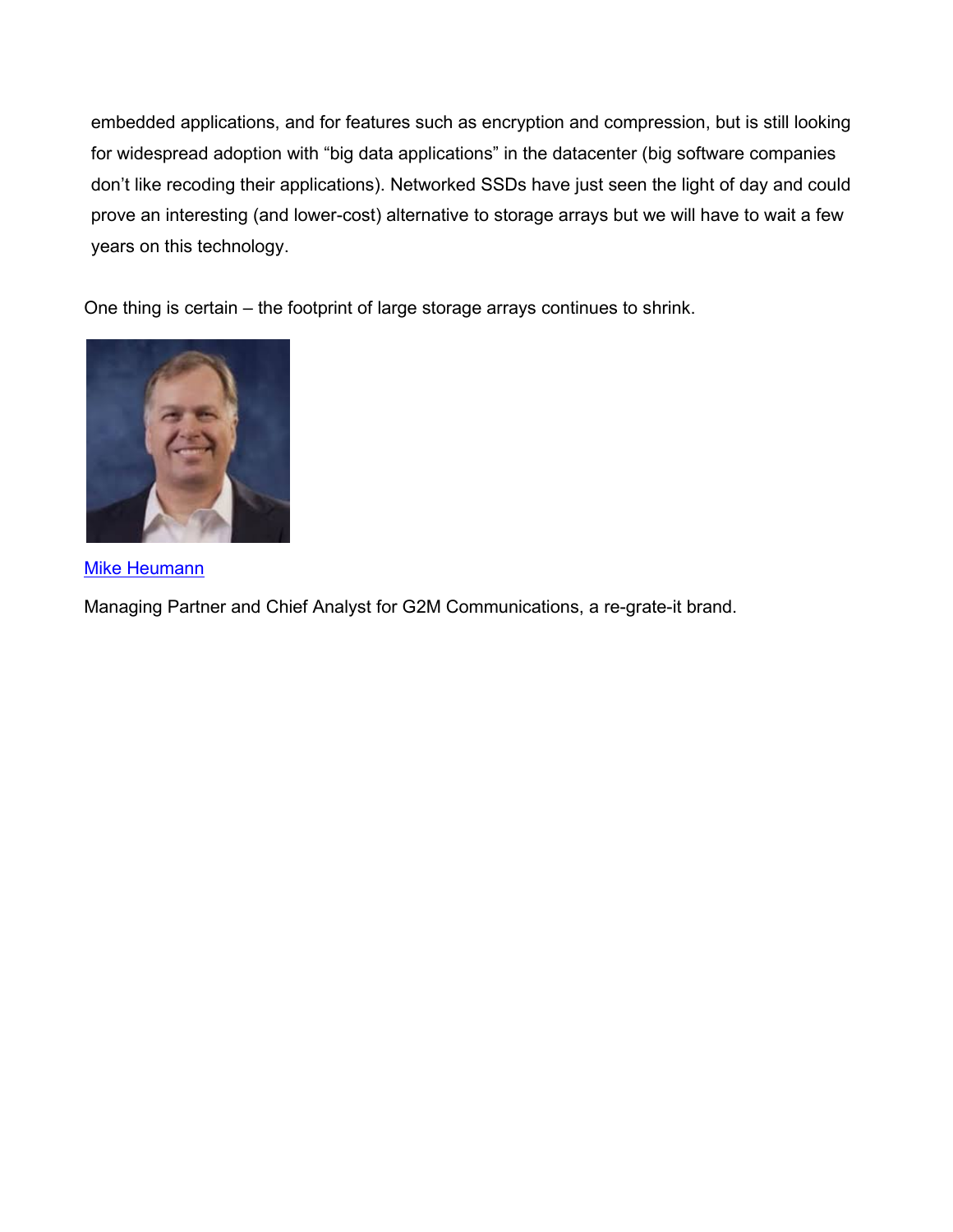embedded applications, and for features such as encryption and compression, but is still looking for widespread adoption with "big data applications" in the datacenter (big software companies don't like recoding their applications). Networked SSDs have just seen the light of day and could prove an interesting (and lower-cost) alternative to storage arrays but we will have to wait a few years on this technology.

One thing is certain – the footprint of large storage arrays continues to shrink.

Mike Heumann

Managing Partner and Chief Analyst for G2M Communications, a re-grate-it brand.